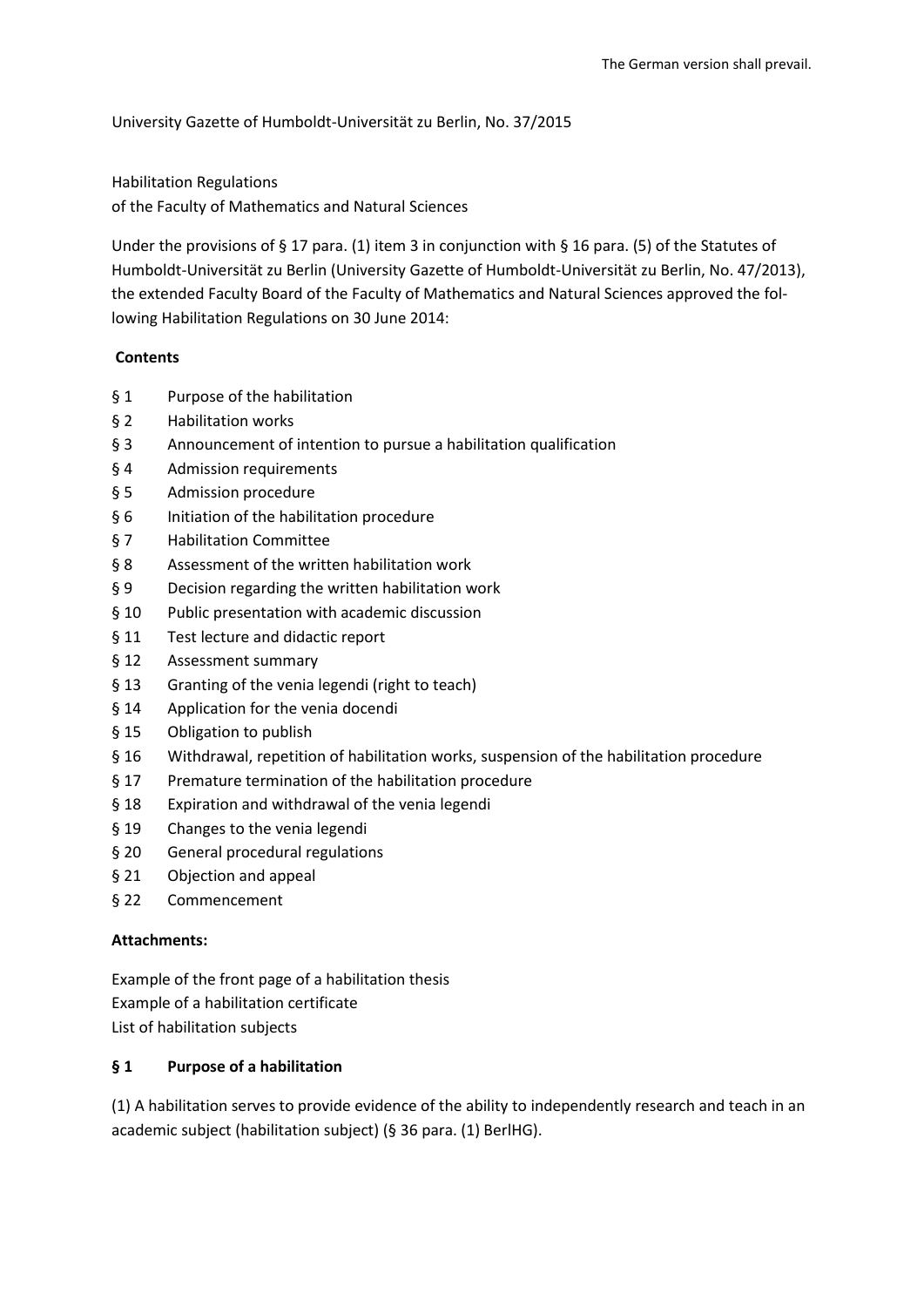The German version shall prevail.

University Gazette of Humboldt-Universität zu Berlin, No. 37/2015

# Habilitation Regulations
# of the Faculty of Mathematics and Natural Sciences

Under the provisions of § 17 para. (1) item 3 in conjunction with § 16 para. (5) of the Statutes of Humboldt-Universität zu Berlin (University Gazette of Humboldt-Universität zu Berlin, No. 47/2013), the extended Faculty Board of the Faculty of Mathematics and Natural Sciences approved the following Habilitation Regulations on 30 June 2014:

**Contents**

- § 1 Purpose of the habilitation
- § 2 Habilitation works
- § 3 Announcement of intention to pursue a habilitation qualification
- § 4 Admission requirements
- § 5 Admission procedure
- § 6 Initiation of the habilitation procedure
- § 7 Habilitation Committee
- § 8 Assessment of the written habilitation work
- § 9 Decision regarding the written habilitation work
- § 10 Public presentation with academic discussion
- § 11 Test lecture and didactic report
- § 12 Assessment summary
- § 13 Granting of the venia legendi (right to teach)
- § 14 Application for the venia docendi
- § 15 Obligation to publish
- § 16 Withdrawal, repetition of habilitation works, suspension of the habilitation procedure
- § 17 Premature termination of the habilitation procedure
- § 18 Expiration and withdrawal of the venia legendi
- § 19 Changes to the venia legendi
- § 20 General procedural regulations
- § 21 Objection and appeal
- § 22 Commencement

**Attachments:**

Example of the front page of a habilitation thesis
Example of a habilitation certificate
List of habilitation subjects

## § 1 Purpose of a habilitation

(1) A habilitation serves to provide evidence of the ability to independently research and teach in an academic subject (habilitation subject) (§ 36 para. (1) BerlHG).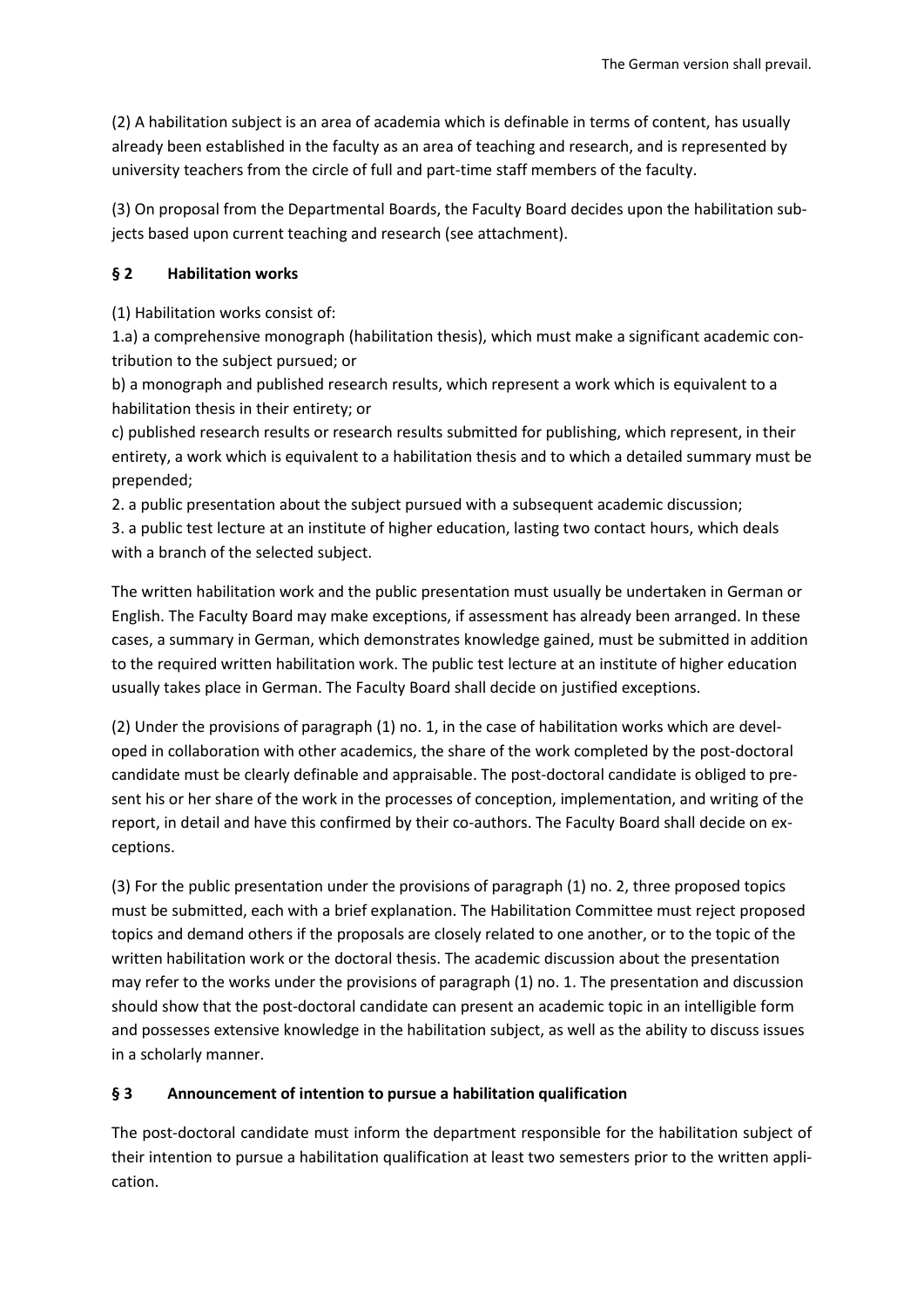(2) A habilitation subject is an area of academia which is definable in terms of content, has usually already been established in the faculty as an area of teaching and research, and is represented by university teachers from the circle of full and part-time staff members of the faculty.

(3) On proposal from the Departmental Boards, the Faculty Board decides upon the habilitation subjects based upon current teaching and research (see attachment).

### § 2 Habilitation works

(1) Habilitation works consist of:

1.a) a comprehensive monograph (habilitation thesis), which must make a significant academic contribution to the subject pursued; or

b) a monograph and published research results, which represent a work which is equivalent to a habilitation thesis in their entirety; or

c) published research results or research results submitted for publishing, which represent, in their entirety, a work which is equivalent to a habilitation thesis and to which a detailed summary must be prepended;

2. a public presentation about the subject pursued with a subsequent academic discussion;

3. a public test lecture at an institute of higher education, lasting two contact hours, which deals with a branch of the selected subject.

The written habilitation work and the public presentation must usually be undertaken in German or English. The Faculty Board may make exceptions, if assessment has already been arranged. In these cases, a summary in German, which demonstrates knowledge gained, must be submitted in addition to the required written habilitation work. The public test lecture at an institute of higher education usually takes place in German. The Faculty Board shall decide on justified exceptions.

(2) Under the provisions of paragraph (1) no. 1, in the case of habilitation works which are developed in collaboration with other academics, the share of the work completed by the post-doctoral candidate must be clearly definable and appraisable. The post-doctoral candidate is obliged to present his or her share of the work in the processes of conception, implementation, and writing of the report, in detail and have this confirmed by their co-authors. The Faculty Board shall decide on exceptions.

(3) For the public presentation under the provisions of paragraph (1) no. 2, three proposed topics must be submitted, each with a brief explanation. The Habilitation Committee must reject proposed topics and demand others if the proposals are closely related to one another, or to the topic of the written habilitation work or the doctoral thesis. The academic discussion about the presentation may refer to the works under the provisions of paragraph (1) no. 1. The presentation and discussion should show that the post-doctoral candidate can present an academic topic in an intelligible form and possesses extensive knowledge in the habilitation subject, as well as the ability to discuss issues in a scholarly manner.

### § 3 Announcement of intention to pursue a habilitation qualification

The post-doctoral candidate must inform the department responsible for the habilitation subject of their intention to pursue a habilitation qualification at least two semesters prior to the written application.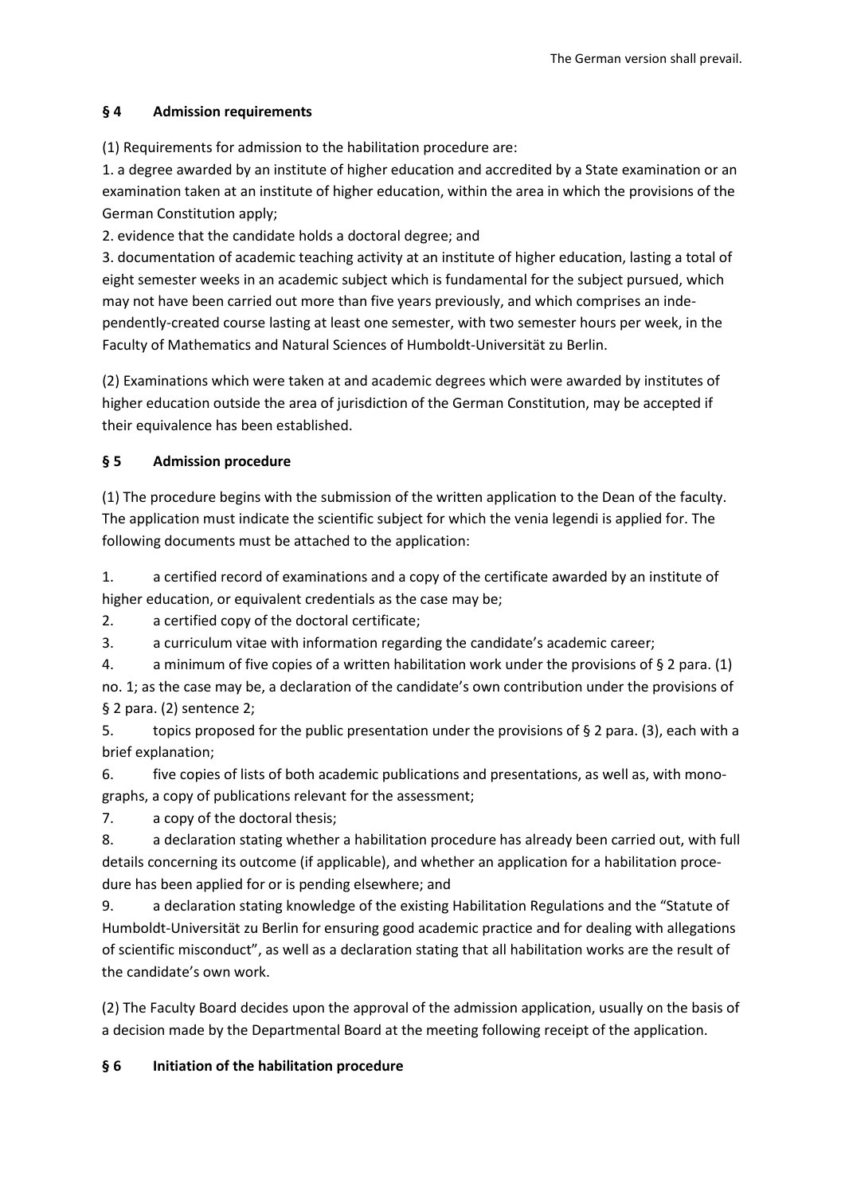## § 4 Admission requirements

(1) Requirements for admission to the habilitation procedure are:

1. a degree awarded by an institute of higher education and accredited by a State examination or an examination taken at an institute of higher education, within the area in which the provisions of the German Constitution apply;

2. evidence that the candidate holds a doctoral degree; and

3. documentation of academic teaching activity at an institute of higher education, lasting a total of eight semester weeks in an academic subject which is fundamental for the subject pursued, which may not have been carried out more than five years previously, and which comprises an independently-created course lasting at least one semester, with two semester hours per week, in the Faculty of Mathematics and Natural Sciences of Humboldt-Universität zu Berlin.

(2) Examinations which were taken at and academic degrees which were awarded by institutes of higher education outside the area of jurisdiction of the German Constitution, may be accepted if their equivalence has been established.

## § 5 Admission procedure

(1) The procedure begins with the submission of the written application to the Dean of the faculty. The application must indicate the scientific subject for which the venia legendi is applied for. The following documents must be attached to the application:

1. a certified record of examinations and a copy of the certificate awarded by an institute of higher education, or equivalent credentials as the case may be;
2. a certified copy of the doctoral certificate;
3. a curriculum vitae with information regarding the candidate's academic career;
4. a minimum of five copies of a written habilitation work under the provisions of § 2 para. (1) no. 1; as the case may be, a declaration of the candidate's own contribution under the provisions of § 2 para. (2) sentence 2;
5. topics proposed for the public presentation under the provisions of § 2 para. (3), each with a brief explanation;
6. five copies of lists of both academic publications and presentations, as well as, with monographs, a copy of publications relevant for the assessment;
7. a copy of the doctoral thesis;
8. a declaration stating whether a habilitation procedure has already been carried out, with full details concerning its outcome (if applicable), and whether an application for a habilitation procedure has been applied for or is pending elsewhere; and
9. a declaration stating knowledge of the existing Habilitation Regulations and the "Statute of Humboldt-Universität zu Berlin for ensuring good academic practice and for dealing with allegations of scientific misconduct", as well as a declaration stating that all habilitation works are the result of the candidate's own work.

(2) The Faculty Board decides upon the approval of the admission application, usually on the basis of a decision made by the Departmental Board at the meeting following receipt of the application.

## § 6 Initiation of the habilitation procedure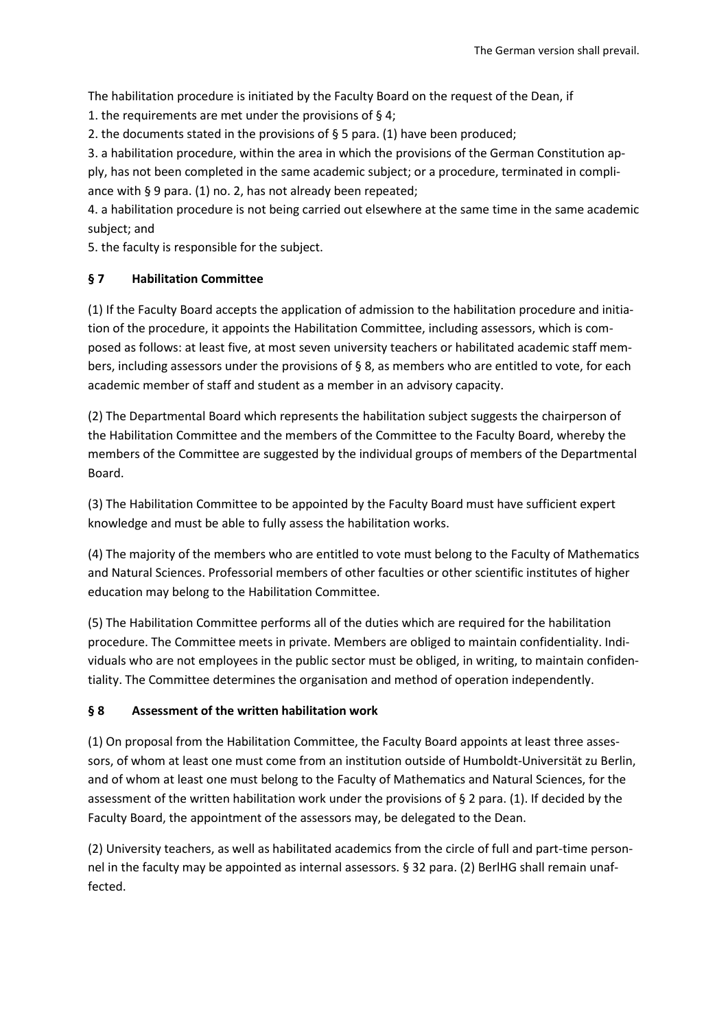The habilitation procedure is initiated by the Faculty Board on the request of the Dean, if

1. the requirements are met under the provisions of § 4;
2. the documents stated in the provisions of § 5 para. (1) have been produced;
3. a habilitation procedure, within the area in which the provisions of the German Constitution apply, has not been completed in the same academic subject; or a procedure, terminated in compliance with § 9 para. (1) no. 2, has not already been repeated;
4. a habilitation procedure is not being carried out elsewhere at the same time in the same academic subject; and
5. the faculty is responsible for the subject.

## § 7 Habilitation Committee

(1) If the Faculty Board accepts the application of admission to the habilitation procedure and initiation of the procedure, it appoints the Habilitation Committee, including assessors, which is composed as follows: at least five, at most seven university teachers or habilitated academic staff members, including assessors under the provisions of § 8, as members who are entitled to vote, for each academic member of staff and student as a member in an advisory capacity.

(2) The Departmental Board which represents the habilitation subject suggests the chairperson of the Habilitation Committee and the members of the Committee to the Faculty Board, whereby the members of the Committee are suggested by the individual groups of members of the Departmental Board.

(3) The Habilitation Committee to be appointed by the Faculty Board must have sufficient expert knowledge and must be able to fully assess the habilitation works.

(4) The majority of the members who are entitled to vote must belong to the Faculty of Mathematics and Natural Sciences. Professorial members of other faculties or other scientific institutes of higher education may belong to the Habilitation Committee.

(5) The Habilitation Committee performs all of the duties which are required for the habilitation procedure. The Committee meets in private. Members are obliged to maintain confidentiality. Individuals who are not employees in the public sector must be obliged, in writing, to maintain confidentiality. The Committee determines the organisation and method of operation independently.

## § 8 Assessment of the written habilitation work

(1) On proposal from the Habilitation Committee, the Faculty Board appoints at least three assessors, of whom at least one must come from an institution outside of Humboldt-Universität zu Berlin, and of whom at least one must belong to the Faculty of Mathematics and Natural Sciences, for the assessment of the written habilitation work under the provisions of § 2 para. (1). If decided by the Faculty Board, the appointment of the assessors may, be delegated to the Dean.

(2) University teachers, as well as habilitated academics from the circle of full and part-time personnel in the faculty may be appointed as internal assessors. § 32 para. (2) BerlHG shall remain unaffected.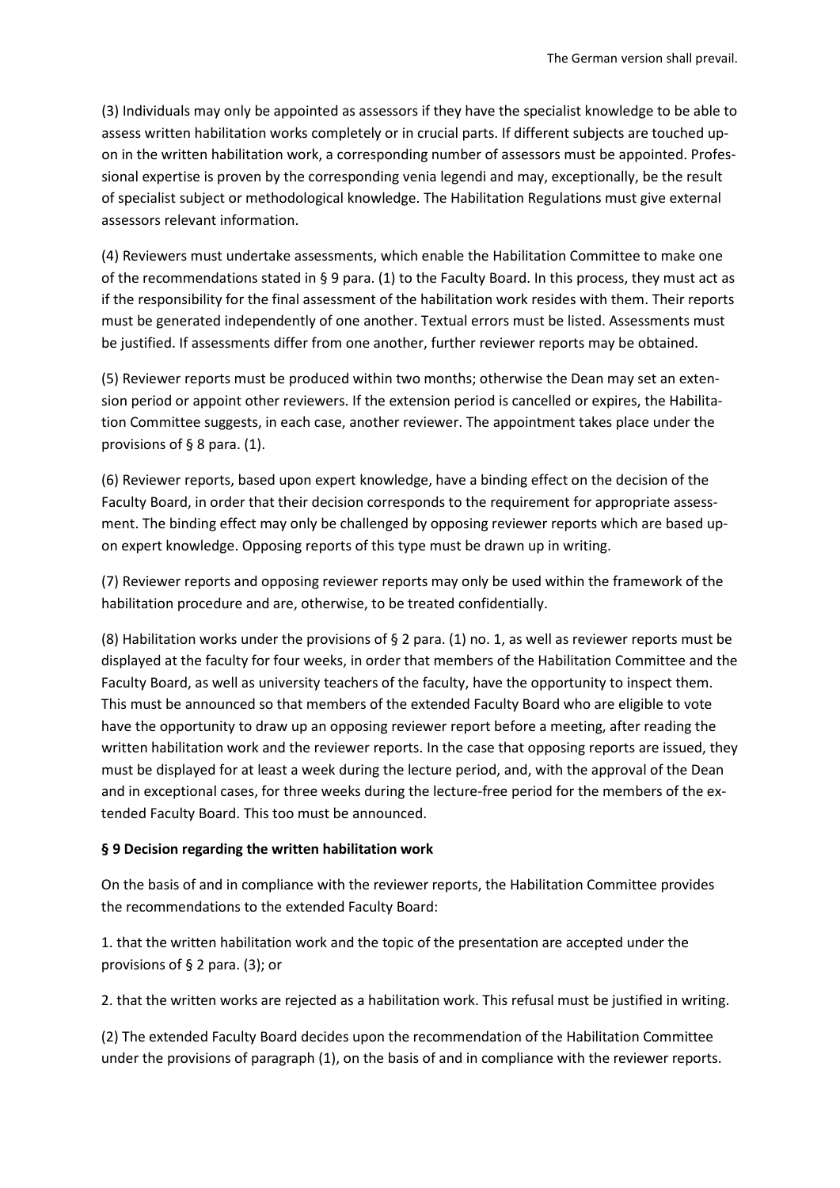(3) Individuals may only be appointed as assessors if they have the specialist knowledge to be able to assess written habilitation works completely or in crucial parts. If different subjects are touched upon in the written habilitation work, a corresponding number of assessors must be appointed. Professional expertise is proven by the corresponding venia legendi and may, exceptionally, be the result of specialist subject or methodological knowledge. The Habilitation Regulations must give external assessors relevant information.

(4) Reviewers must undertake assessments, which enable the Habilitation Committee to make one of the recommendations stated in § 9 para. (1) to the Faculty Board. In this process, they must act as if the responsibility for the final assessment of the habilitation work resides with them. Their reports must be generated independently of one another. Textual errors must be listed. Assessments must be justified. If assessments differ from one another, further reviewer reports may be obtained.

(5) Reviewer reports must be produced within two months; otherwise the Dean may set an extension period or appoint other reviewers. If the extension period is cancelled or expires, the Habilitation Committee suggests, in each case, another reviewer. The appointment takes place under the provisions of § 8 para. (1).

(6) Reviewer reports, based upon expert knowledge, have a binding effect on the decision of the Faculty Board, in order that their decision corresponds to the requirement for appropriate assessment. The binding effect may only be challenged by opposing reviewer reports which are based upon expert knowledge. Opposing reports of this type must be drawn up in writing.

(7) Reviewer reports and opposing reviewer reports may only be used within the framework of the habilitation procedure and are, otherwise, to be treated confidentially.

(8) Habilitation works under the provisions of § 2 para. (1) no. 1, as well as reviewer reports must be displayed at the faculty for four weeks, in order that members of the Habilitation Committee and the Faculty Board, as well as university teachers of the faculty, have the opportunity to inspect them. This must be announced so that members of the extended Faculty Board who are eligible to vote have the opportunity to draw up an opposing reviewer report before a meeting, after reading the written habilitation work and the reviewer reports. In the case that opposing reports are issued, they must be displayed for at least a week during the lecture period, and, with the approval of the Dean and in exceptional cases, for three weeks during the lecture-free period for the members of the extended Faculty Board. This too must be announced.

**§ 9 Decision regarding the written habilitation work**

On the basis of and in compliance with the reviewer reports, the Habilitation Committee provides the recommendations to the extended Faculty Board:

1. that the written habilitation work and the topic of the presentation are accepted under the provisions of § 2 para. (3); or

2. that the written works are rejected as a habilitation work. This refusal must be justified in writing.

(2) The extended Faculty Board decides upon the recommendation of the Habilitation Committee under the provisions of paragraph (1), on the basis of and in compliance with the reviewer reports.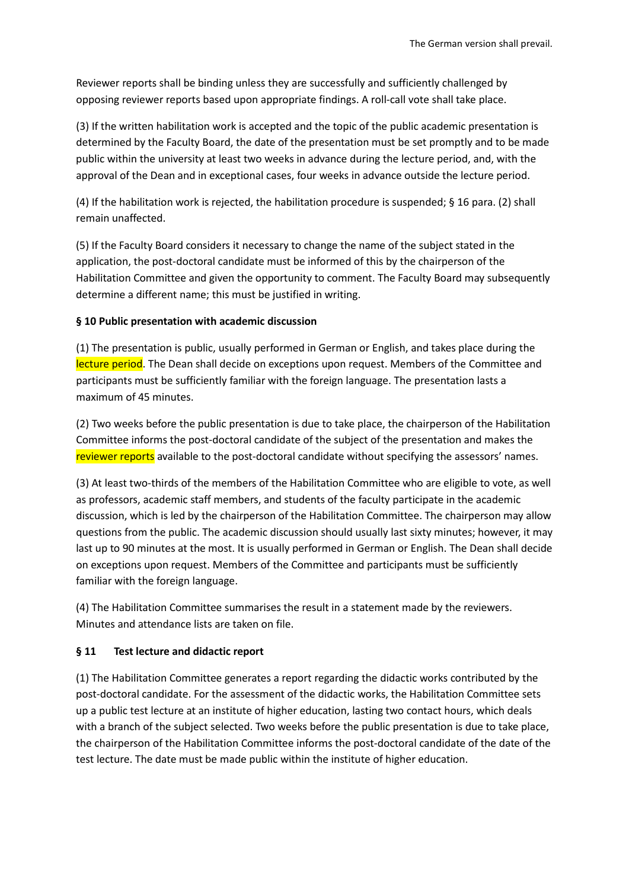Reviewer reports shall be binding unless they are successfully and sufficiently challenged by opposing reviewer reports based upon appropriate findings. A roll-call vote shall take place.

(3) If the written habilitation work is accepted and the topic of the public academic presentation is determined by the Faculty Board, the date of the presentation must be set promptly and to be made public within the university at least two weeks in advance during the lecture period, and, with the approval of the Dean and in exceptional cases, four weeks in advance outside the lecture period.

(4) If the habilitation work is rejected, the habilitation procedure is suspended; § 16 para. (2) shall remain unaffected.

(5) If the Faculty Board considers it necessary to change the name of the subject stated in the application, the post-doctoral candidate must be informed of this by the chairperson of the Habilitation Committee and given the opportunity to comment. The Faculty Board may subsequently determine a different name; this must be justified in writing.

**§ 10 Public presentation with academic discussion**

(1) The presentation is public, usually performed in German or English, and takes place during the lecture period. The Dean shall decide on exceptions upon request. Members of the Committee and participants must be sufficiently familiar with the foreign language. The presentation lasts a maximum of 45 minutes.

(2) Two weeks before the public presentation is due to take place, the chairperson of the Habilitation Committee informs the post-doctoral candidate of the subject of the presentation and makes the reviewer reports available to the post-doctoral candidate without specifying the assessors' names.

(3) At least two-thirds of the members of the Habilitation Committee who are eligible to vote, as well as professors, academic staff members, and students of the faculty participate in the academic discussion, which is led by the chairperson of the Habilitation Committee. The chairperson may allow questions from the public. The academic discussion should usually last sixty minutes; however, it may last up to 90 minutes at the most. It is usually performed in German or English. The Dean shall decide on exceptions upon request. Members of the Committee and participants must be sufficiently familiar with the foreign language.

(4) The Habilitation Committee summarises the result in a statement made by the reviewers. Minutes and attendance lists are taken on file.

**§ 11 Test lecture and didactic report**

(1) The Habilitation Committee generates a report regarding the didactic works contributed by the post-doctoral candidate. For the assessment of the didactic works, the Habilitation Committee sets up a public test lecture at an institute of higher education, lasting two contact hours, which deals with a branch of the subject selected. Two weeks before the public presentation is due to take place, the chairperson of the Habilitation Committee informs the post-doctoral candidate of the date of the test lecture. The date must be made public within the institute of higher education.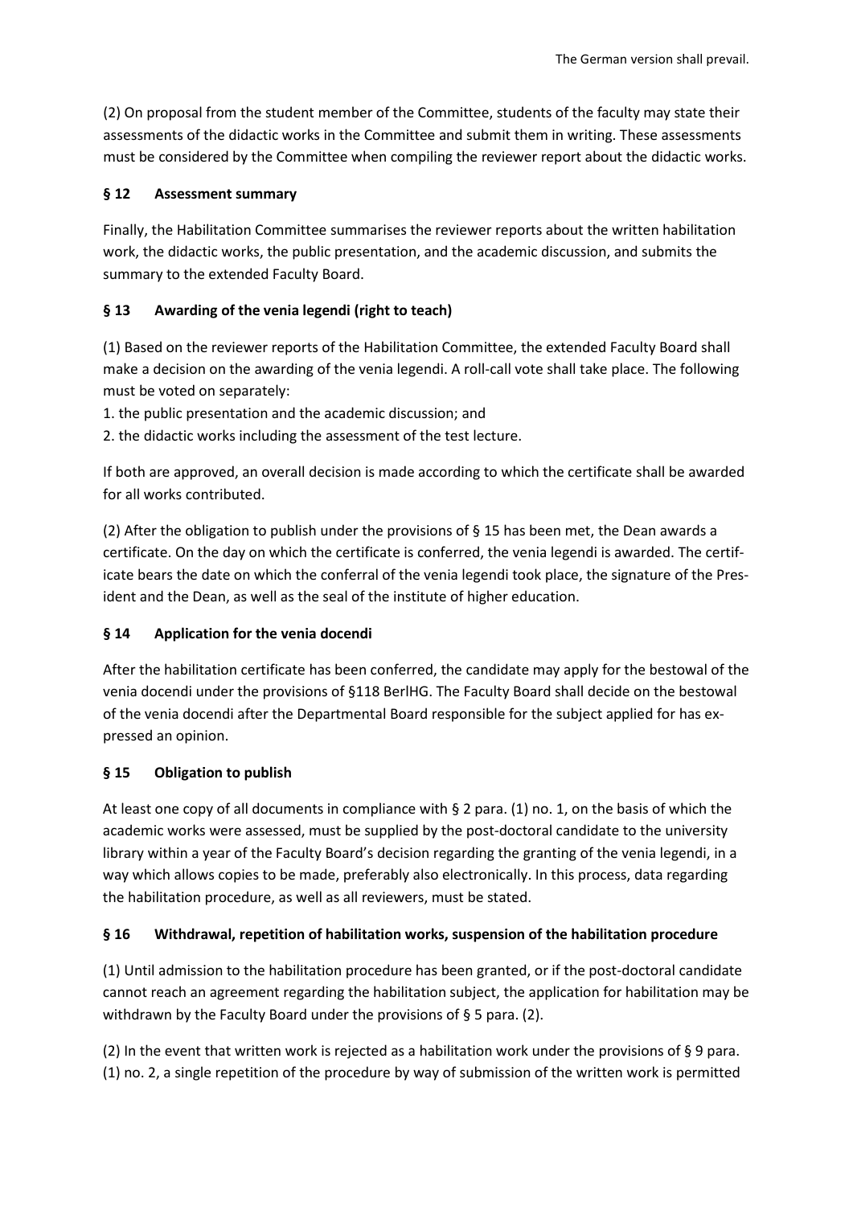(2) On proposal from the student member of the Committee, students of the faculty may state their assessments of the didactic works in the Committee and submit them in writing. These assessments must be considered by the Committee when compiling the reviewer report about the didactic works.

### § 12 Assessment summary

Finally, the Habilitation Committee summarises the reviewer reports about the written habilitation work, the didactic works, the public presentation, and the academic discussion, and submits the summary to the extended Faculty Board.

### § 13 Awarding of the venia legendi (right to teach)

(1) Based on the reviewer reports of the Habilitation Committee, the extended Faculty Board shall make a decision on the awarding of the venia legendi. A roll-call vote shall take place. The following must be voted on separately:

1. the public presentation and the academic discussion; and
2. the didactic works including the assessment of the test lecture.

If both are approved, an overall decision is made according to which the certificate shall be awarded for all works contributed.

(2) After the obligation to publish under the provisions of § 15 has been met, the Dean awards a certificate. On the day on which the certificate is conferred, the venia legendi is awarded. The certificate bears the date on which the conferral of the venia legendi took place, the signature of the President and the Dean, as well as the seal of the institute of higher education.

### § 14 Application for the venia docendi

After the habilitation certificate has been conferred, the candidate may apply for the bestowal of the venia docendi under the provisions of §118 BerlHG. The Faculty Board shall decide on the bestowal of the venia docendi after the Departmental Board responsible for the subject applied for has expressed an opinion.

### § 15 Obligation to publish

At least one copy of all documents in compliance with § 2 para. (1) no. 1, on the basis of which the academic works were assessed, must be supplied by the post-doctoral candidate to the university library within a year of the Faculty Board's decision regarding the granting of the venia legendi, in a way which allows copies to be made, preferably also electronically. In this process, data regarding the habilitation procedure, as well as all reviewers, must be stated.

### § 16 Withdrawal, repetition of habilitation works, suspension of the habilitation procedure

(1) Until admission to the habilitation procedure has been granted, or if the post-doctoral candidate cannot reach an agreement regarding the habilitation subject, the application for habilitation may be withdrawn by the Faculty Board under the provisions of § 5 para. (2).

(2) In the event that written work is rejected as a habilitation work under the provisions of § 9 para. (1) no. 2, a single repetition of the procedure by way of submission of the written work is permitted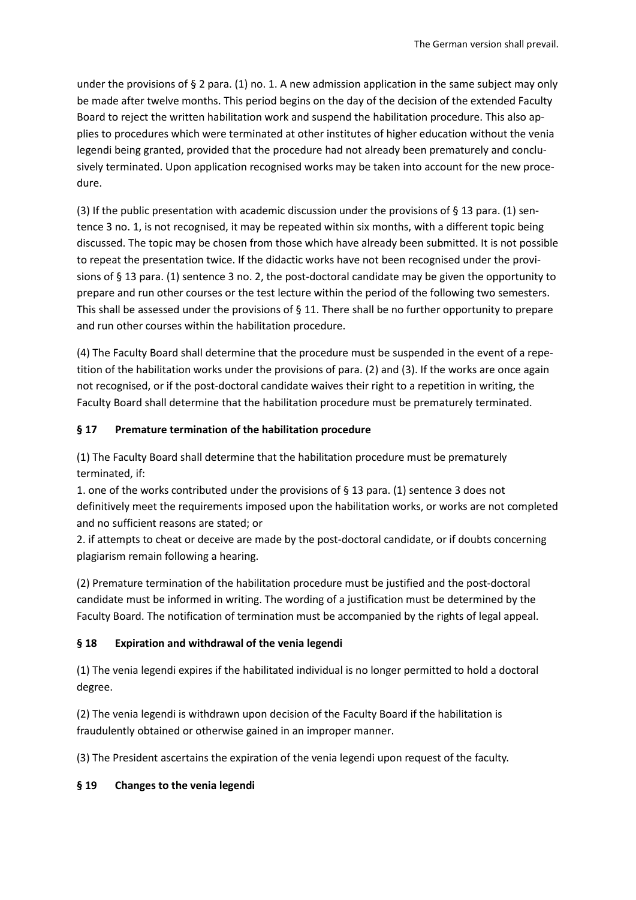under the provisions of § 2 para. (1) no. 1. A new admission application in the same subject may only be made after twelve months. This period begins on the day of the decision of the extended Faculty Board to reject the written habilitation work and suspend the habilitation procedure. This also applies to procedures which were terminated at other institutes of higher education without the venia legendi being granted, provided that the procedure had not already been prematurely and conclusively terminated. Upon application recognised works may be taken into account for the new procedure.

(3) If the public presentation with academic discussion under the provisions of § 13 para. (1) sentence 3 no. 1, is not recognised, it may be repeated within six months, with a different topic being discussed. The topic may be chosen from those which have already been submitted. It is not possible to repeat the presentation twice. If the didactic works have not been recognised under the provisions of § 13 para. (1) sentence 3 no. 2, the post-doctoral candidate may be given the opportunity to prepare and run other courses or the test lecture within the period of the following two semesters. This shall be assessed under the provisions of § 11. There shall be no further opportunity to prepare and run other courses within the habilitation procedure.

(4) The Faculty Board shall determine that the procedure must be suspended in the event of a repetition of the habilitation works under the provisions of para. (2) and (3). If the works are once again not recognised, or if the post-doctoral candidate waives their right to a repetition in writing, the Faculty Board shall determine that the habilitation procedure must be prematurely terminated.

### § 17 Premature termination of the habilitation procedure

(1) The Faculty Board shall determine that the habilitation procedure must be prematurely terminated, if:
1. one of the works contributed under the provisions of § 13 para. (1) sentence 3 does not definitively meet the requirements imposed upon the habilitation works, or works are not completed and no sufficient reasons are stated; or
2. if attempts to cheat or deceive are made by the post-doctoral candidate, or if doubts concerning plagiarism remain following a hearing.

(2) Premature termination of the habilitation procedure must be justified and the post-doctoral candidate must be informed in writing. The wording of a justification must be determined by the Faculty Board. The notification of termination must be accompanied by the rights of legal appeal.

### § 18 Expiration and withdrawal of the venia legendi

(1) The venia legendi expires if the habilitated individual is no longer permitted to hold a doctoral degree.

(2) The venia legendi is withdrawn upon decision of the Faculty Board if the habilitation is fraudulently obtained or otherwise gained in an improper manner.

(3) The President ascertains the expiration of the venia legendi upon request of the faculty.

### § 19 Changes to the venia legendi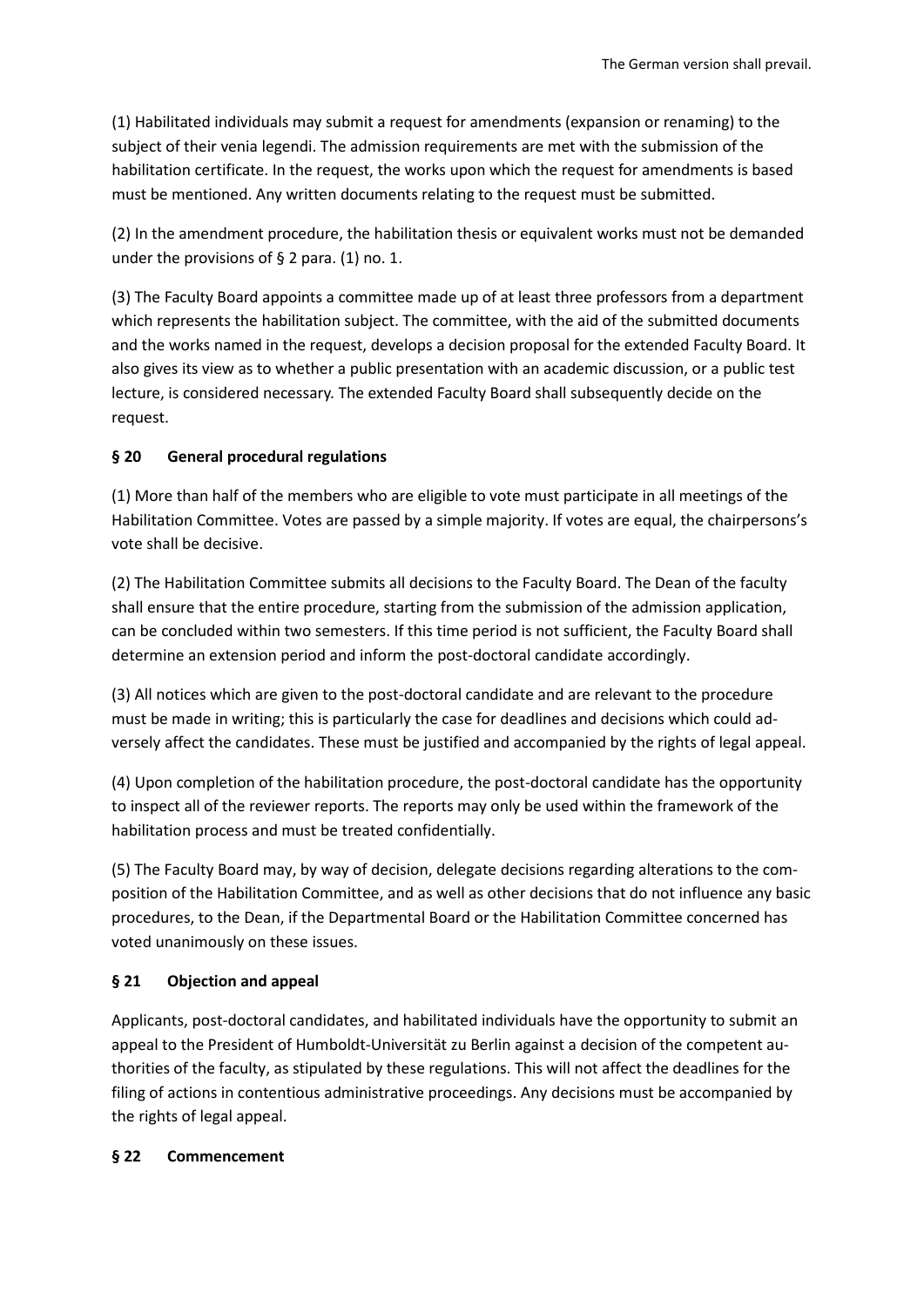(1) Habilitated individuals may submit a request for amendments (expansion or renaming) to the subject of their venia legendi. The admission requirements are met with the submission of the habilitation certificate. In the request, the works upon which the request for amendments is based must be mentioned. Any written documents relating to the request must be submitted.

(2) In the amendment procedure, the habilitation thesis or equivalent works must not be demanded under the provisions of § 2 para. (1) no. 1.

(3) The Faculty Board appoints a committee made up of at least three professors from a department which represents the habilitation subject. The committee, with the aid of the submitted documents and the works named in the request, develops a decision proposal for the extended Faculty Board. It also gives its view as to whether a public presentation with an academic discussion, or a public test lecture, is considered necessary. The extended Faculty Board shall subsequently decide on the request.

### § 20 General procedural regulations

(1) More than half of the members who are eligible to vote must participate in all meetings of the Habilitation Committee. Votes are passed by a simple majority. If votes are equal, the chairpersons's vote shall be decisive.

(2) The Habilitation Committee submits all decisions to the Faculty Board. The Dean of the faculty shall ensure that the entire procedure, starting from the submission of the admission application, can be concluded within two semesters. If this time period is not sufficient, the Faculty Board shall determine an extension period and inform the post-doctoral candidate accordingly.

(3) All notices which are given to the post-doctoral candidate and are relevant to the procedure must be made in writing; this is particularly the case for deadlines and decisions which could adversely affect the candidates. These must be justified and accompanied by the rights of legal appeal.

(4) Upon completion of the habilitation procedure, the post-doctoral candidate has the opportunity to inspect all of the reviewer reports. The reports may only be used within the framework of the habilitation process and must be treated confidentially.

(5) The Faculty Board may, by way of decision, delegate decisions regarding alterations to the composition of the Habilitation Committee, and as well as other decisions that do not influence any basic procedures, to the Dean, if the Departmental Board or the Habilitation Committee concerned has voted unanimously on these issues.

### § 21 Objection and appeal

Applicants, post-doctoral candidates, and habilitated individuals have the opportunity to submit an appeal to the President of Humboldt-Universität zu Berlin against a decision of the competent authorities of the faculty, as stipulated by these regulations. This will not affect the deadlines for the filing of actions in contentious administrative proceedings. Any decisions must be accompanied by the rights of legal appeal.

### § 22 Commencement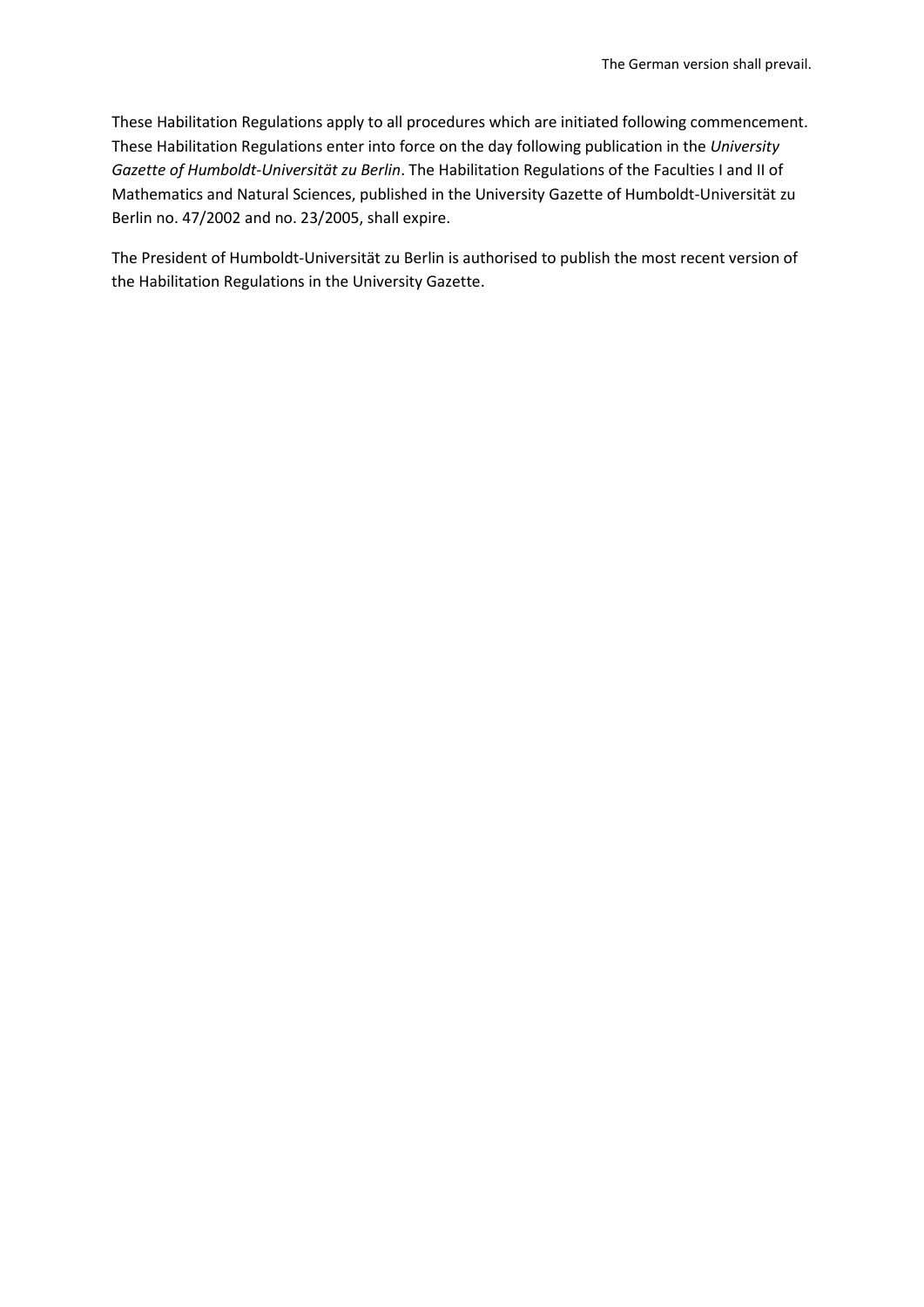These Habilitation Regulations apply to all procedures which are initiated following commencement. These Habilitation Regulations enter into force on the day following publication in the *University Gazette of Humboldt-Universität zu Berlin*. The Habilitation Regulations of the Faculties I and II of Mathematics and Natural Sciences, published in the University Gazette of Humboldt-Universität zu Berlin no. 47/2002 and no. 23/2005, shall expire.

The President of Humboldt-Universität zu Berlin is authorised to publish the most recent version of the Habilitation Regulations in the University Gazette.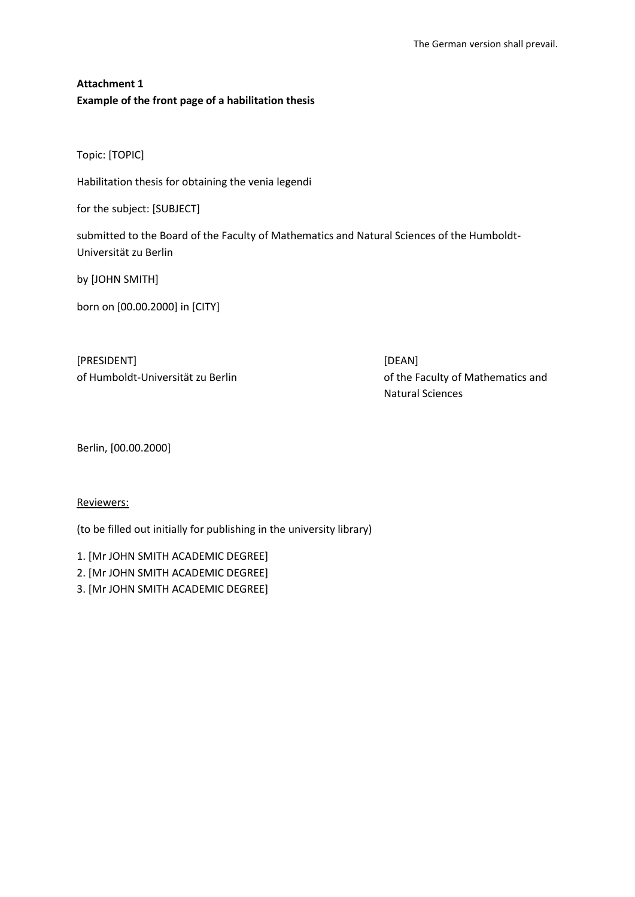The German version shall prevail.

**Attachment 1**
**Example of the front page of a habilitation thesis**

Topic: [TOPIC]

Habilitation thesis for obtaining the venia legendi

for the subject: [SUBJECT]

submitted to the Board of the Faculty of Mathematics and Natural Sciences of the Humboldt-Universität zu Berlin

by [JOHN SMITH]

born on [00.00.2000] in [CITY]

[PRESIDENT]
of Humboldt-Universität zu Berlin

[DEAN]
of the Faculty of Mathematics and Natural Sciences

Berlin, [00.00.2000]

Reviewers:

(to be filled out initially for publishing in the university library)

1. [Mr JOHN SMITH ACADEMIC DEGREE]
2. [Mr JOHN SMITH ACADEMIC DEGREE]
3. [Mr JOHN SMITH ACADEMIC DEGREE]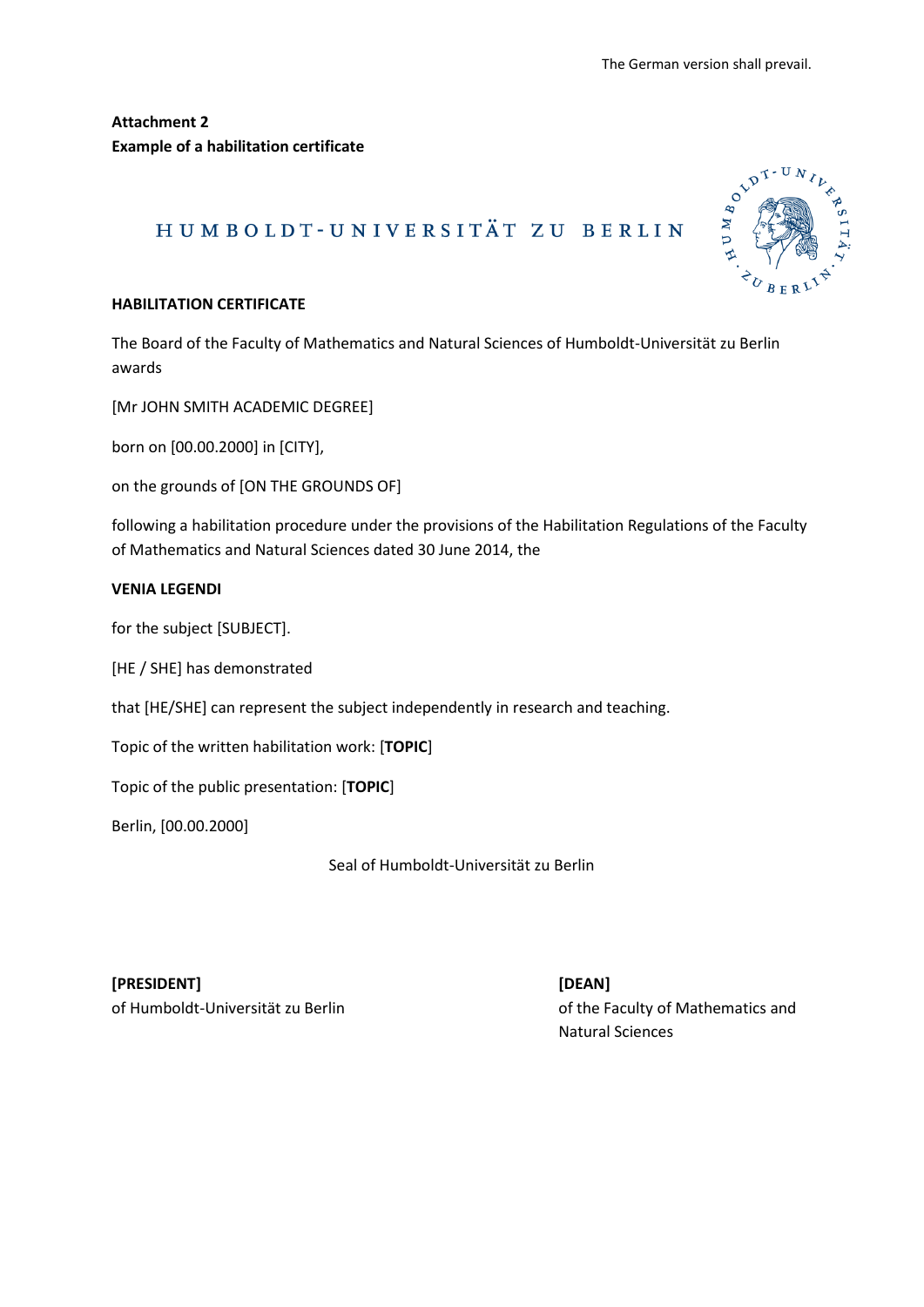The German version shall prevail.

**Attachment 2**
**Example of a habilitation certificate**

HUMBOLDT-UNIVERSITÄT ZU BERLIN

**HABILITATION CERTIFICATE**

The Board of the Faculty of Mathematics and Natural Sciences of Humboldt-Universität zu Berlin awards

[Mr JOHN SMITH ACADEMIC DEGREE]

born on [00.00.2000] in [CITY],

on the grounds of [ON THE GROUNDS OF]

following a habilitation procedure under the provisions of the Habilitation Regulations of the Faculty of Mathematics and Natural Sciences dated 30 June 2014, the

**VENIA LEGENDI**

for the subject [SUBJECT].

[HE / SHE] has demonstrated

that [HE/SHE] can represent the subject independently in research and teaching.

Topic of the written habilitation work: [**TOPIC**]

Topic of the public presentation: [**TOPIC**]

Berlin, [00.00.2000]

Seal of Humboldt-Universität zu Berlin

**[PRESIDENT]**
of Humboldt-Universität zu Berlin

**[DEAN]**
of the Faculty of Mathematics and Natural Sciences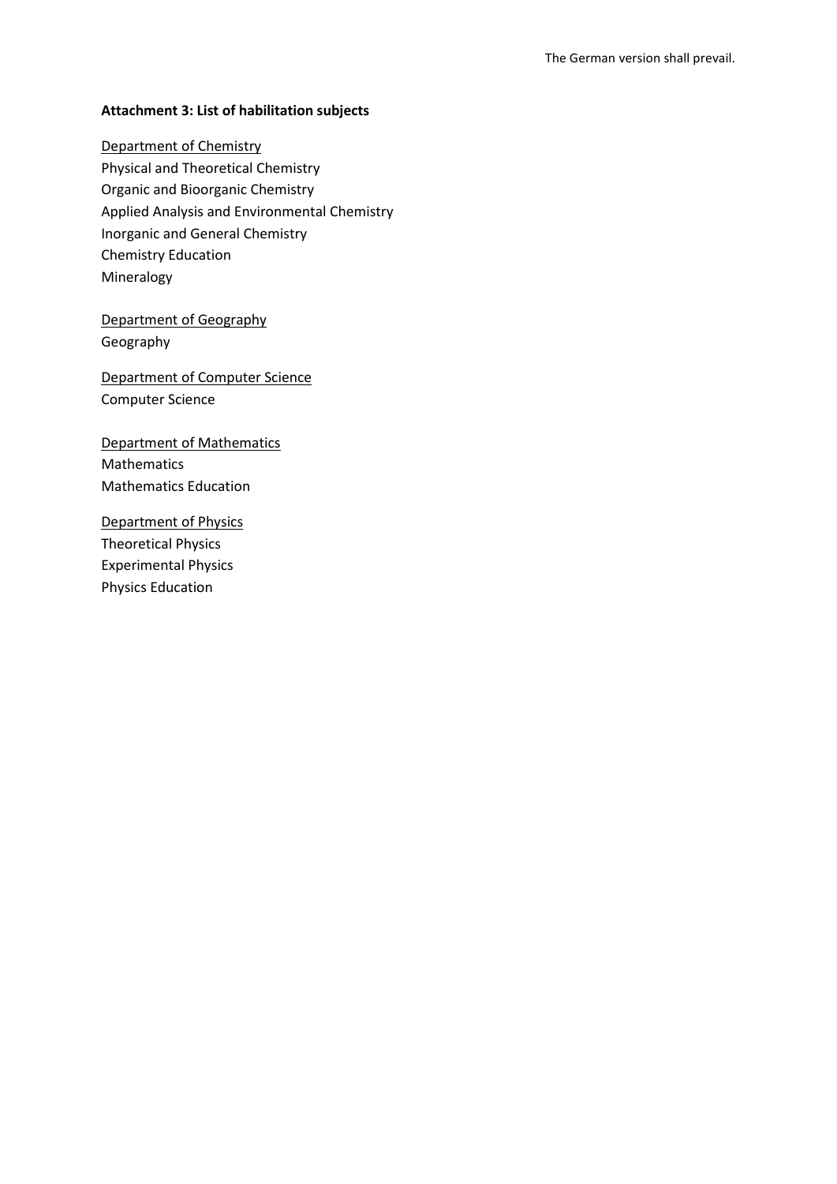The German version shall prevail.

**Attachment 3: List of habilitation subjects**

Department of Chemistry
Physical and Theoretical Chemistry
Organic and Bioorganic Chemistry
Applied Analysis and Environmental Chemistry
Inorganic and General Chemistry
Chemistry Education
Mineralogy

Department of Geography
Geography

Department of Computer Science
Computer Science

Department of Mathematics
Mathematics
Mathematics Education

Department of Physics
Theoretical Physics
Experimental Physics
Physics Education